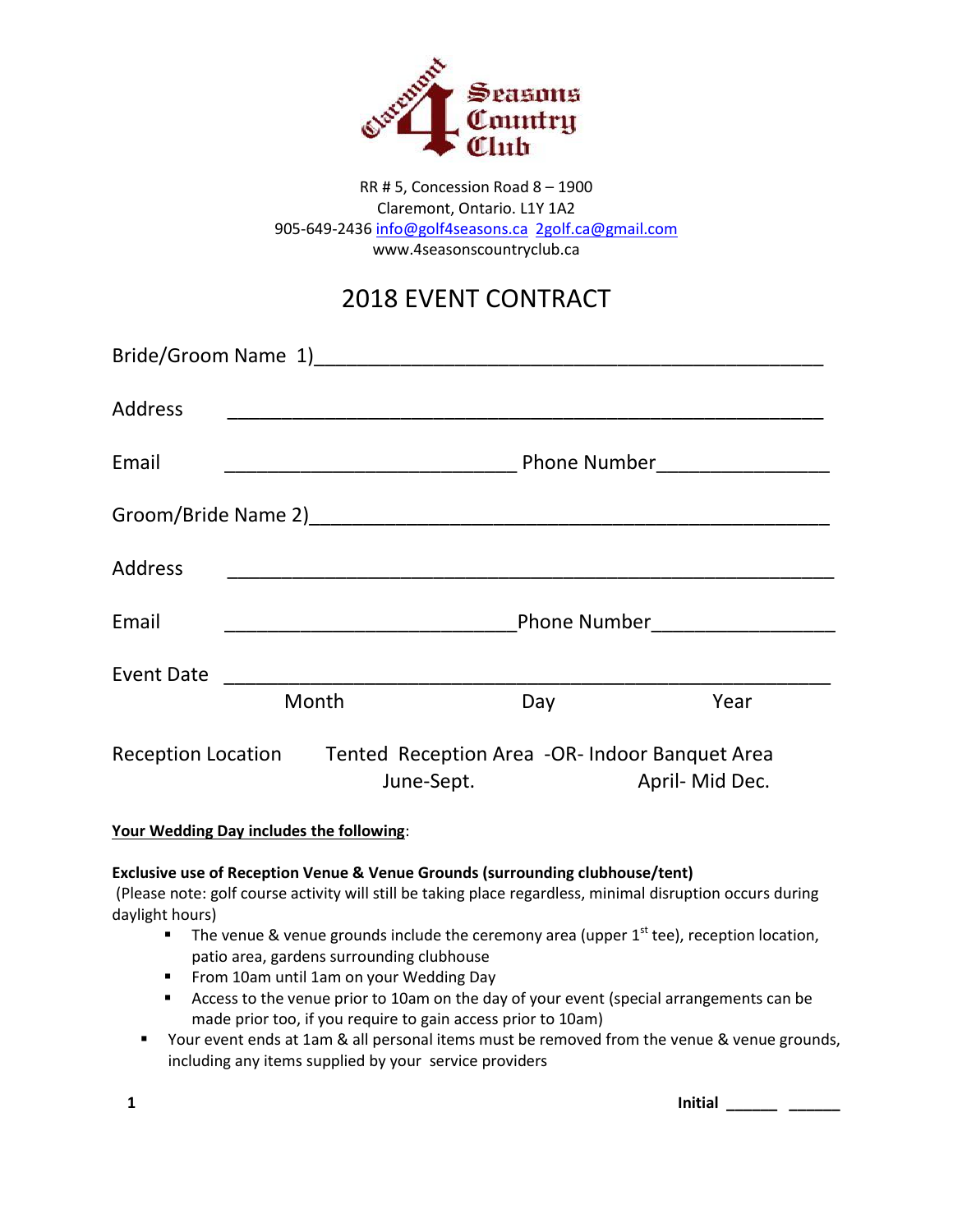Claremont 4 Seasons Country Club

RR # 5, Concession Road 8 – 1900
Claremont, Ontario. L1Y 1A2
905-649-2436 info@golf4seasons.ca 2golf.ca@gmail.com
www.4seasonscountryclub.ca

# 2018 EVENT CONTRACT

Bride/Groom Name 1)_______________________________________________

Address _______________________________________________________

Email ____________________________ Phone Number________________

Groom/Bride Name 2)_______________________________________________

Address _______________________________________________________

Email ____________________________ Phone Number________________

Event Date _____________________________________________________
Month Day Year

Reception Location Tented Reception Area -OR- Indoor Banquet Area
June-Sept. April- Mid Dec.

**Your Wedding Day includes the following**:

**Exclusive use of Reception Venue & Venue Grounds (surrounding clubhouse/tent)**
(Please note: golf course activity will still be taking place regardless, minimal disruption occurs during daylight hours)

- The venue & venue grounds include the ceremony area (upper 1st tee), reception location, patio area, gardens surrounding clubhouse
- From 10am until 1am on your Wedding Day
- Access to the venue prior to 10am on the day of your event (special arrangements can be made prior too, if you require to gain access prior to 10am)

- Your event ends at 1am & all personal items must be removed from the venue & venue grounds, including any items supplied by your service providers

Initial ______ ______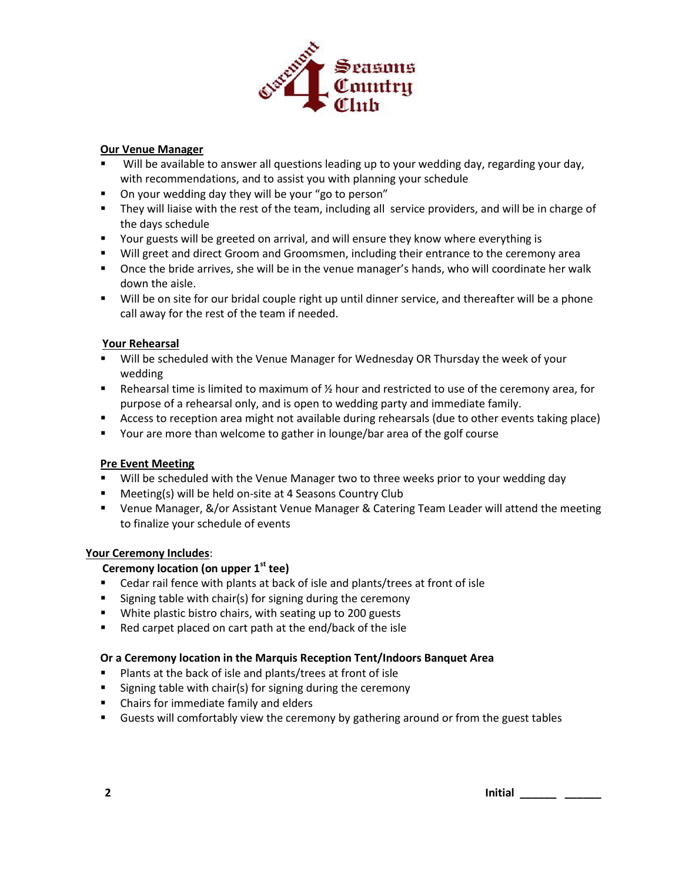Claremont 4 Seasons Country Club

## Our Venue Manager

- Will be available to answer all questions leading up to your wedding day, regarding your day, with recommendations, and to assist you with planning your schedule
- On your wedding day they will be your "go to person"
- They will liaise with the rest of the team, including all service providers, and will be in charge of the days schedule
- Your guests will be greeted on arrival, and will ensure they know where everything is
- Will greet and direct Groom and Groomsmen, including their entrance to the ceremony area
- Once the bride arrives, she will be in the venue manager's hands, who will coordinate her walk down the aisle.
- Will be on site for our bridal couple right up until dinner service, and thereafter will be a phone call away for the rest of the team if needed.

## Your Rehearsal

- Will be scheduled with the Venue Manager for Wednesday OR Thursday the week of your wedding
- Rehearsal time is limited to maximum of ½ hour and restricted to use of the ceremony area, for purpose of a rehearsal only, and is open to wedding party and immediate family.
- Access to reception area might not available during rehearsals (due to other events taking place)
- Your are more than welcome to gather in lounge/bar area of the golf course

## Pre Event Meeting

- Will be scheduled with the Venue Manager two to three weeks prior to your wedding day
- Meeting(s) will be held on-site at 4 Seasons Country Club
- Venue Manager, &/or Assistant Venue Manager & Catering Team Leader will attend the meeting to finalize your schedule of events

## Your Ceremony Includes:

### Ceremony location (on upper 1st tee)

- Cedar rail fence with plants at back of isle and plants/trees at front of isle
- Signing table with chair(s) for signing during the ceremony
- White plastic bistro chairs, with seating up to 200 guests
- Red carpet placed on cart path at the end/back of the isle

### Or a Ceremony location in the Marquis Reception Tent/Indoors Banquet Area

- Plants at the back of isle and plants/trees at front of isle
- Signing table with chair(s) for signing during the ceremony
- Chairs for immediate family and elders
- Guests will comfortably view the ceremony by gathering around or from the guest tables

Initial ______ ______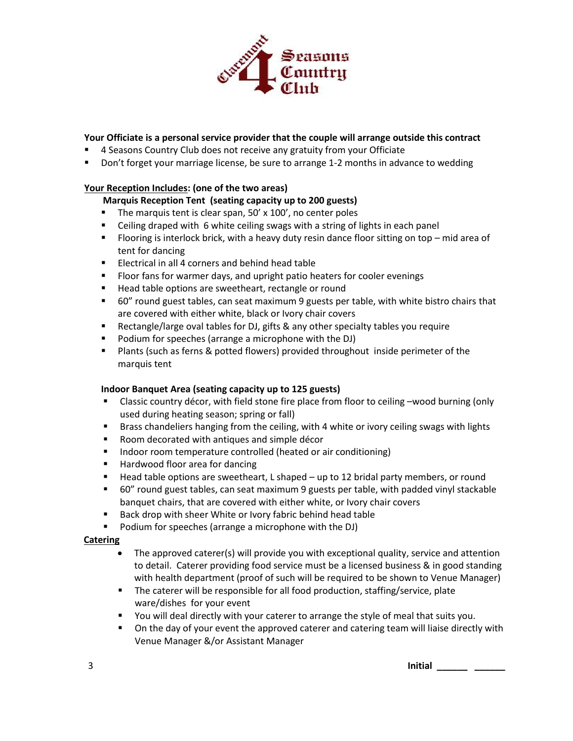**Your Officiate is a personal service provider that the couple will arrange outside this contract**

- 4 Seasons Country Club does not receive any gratuity from your Officiate
- Don't forget your marriage license, be sure to arrange 1-2 months in advance to wedding

**<u>Your Reception Includes</u>: (one of the two areas)**

**Marquis Reception Tent (seating capacity up to 200 guests)**

- The marquis tent is clear span, 50' x 100', no center poles
- Ceiling draped with 6 white ceiling swags with a string of lights in each panel
- Flooring is interlock brick, with a heavy duty resin dance floor sitting on top – mid area of tent for dancing
- Electrical in all 4 corners and behind head table
- Floor fans for warmer days, and upright patio heaters for cooler evenings
- Head table options are sweetheart, rectangle or round
- 60" round guest tables, can seat maximum 9 guests per table, with white bistro chairs that are covered with either white, black or Ivory chair covers
- Rectangle/large oval tables for DJ, gifts & any other specialty tables you require
- Podium for speeches (arrange a microphone with the DJ)
- Plants (such as ferns & potted flowers) provided throughout inside perimeter of the marquis tent

**Indoor Banquet Area (seating capacity up to 125 guests)**

- Classic country décor, with field stone fire place from floor to ceiling –wood burning (only used during heating season; spring or fall)
- Brass chandeliers hanging from the ceiling, with 4 white or ivory ceiling swags with lights
- Room decorated with antiques and simple décor
- Indoor room temperature controlled (heated or air conditioning)
- Hardwood floor area for dancing
- Head table options are sweetheart, L shaped – up to 12 bridal party members, or round
- 60" round guest tables, can seat maximum 9 guests per table, with padded vinyl stackable banquet chairs, that are covered with either white, or Ivory chair covers
- Back drop with sheer White or Ivory fabric behind head table
- Podium for speeches (arrange a microphone with the DJ)

**<u>Catering</u>**

- The approved caterer(s) will provide you with exceptional quality, service and attention to detail. Caterer providing food service must be a licensed business & in good standing with health department (proof of such will be required to be shown to Venue Manager)
- The caterer will be responsible for all food production, staffing/service, plate ware/dishes for your event
- You will deal directly with your caterer to arrange the style of meal that suits you.
- On the day of your event the approved caterer and catering team will liaise directly with Venue Manager &/or Assistant Manager

**Initial ______ ______**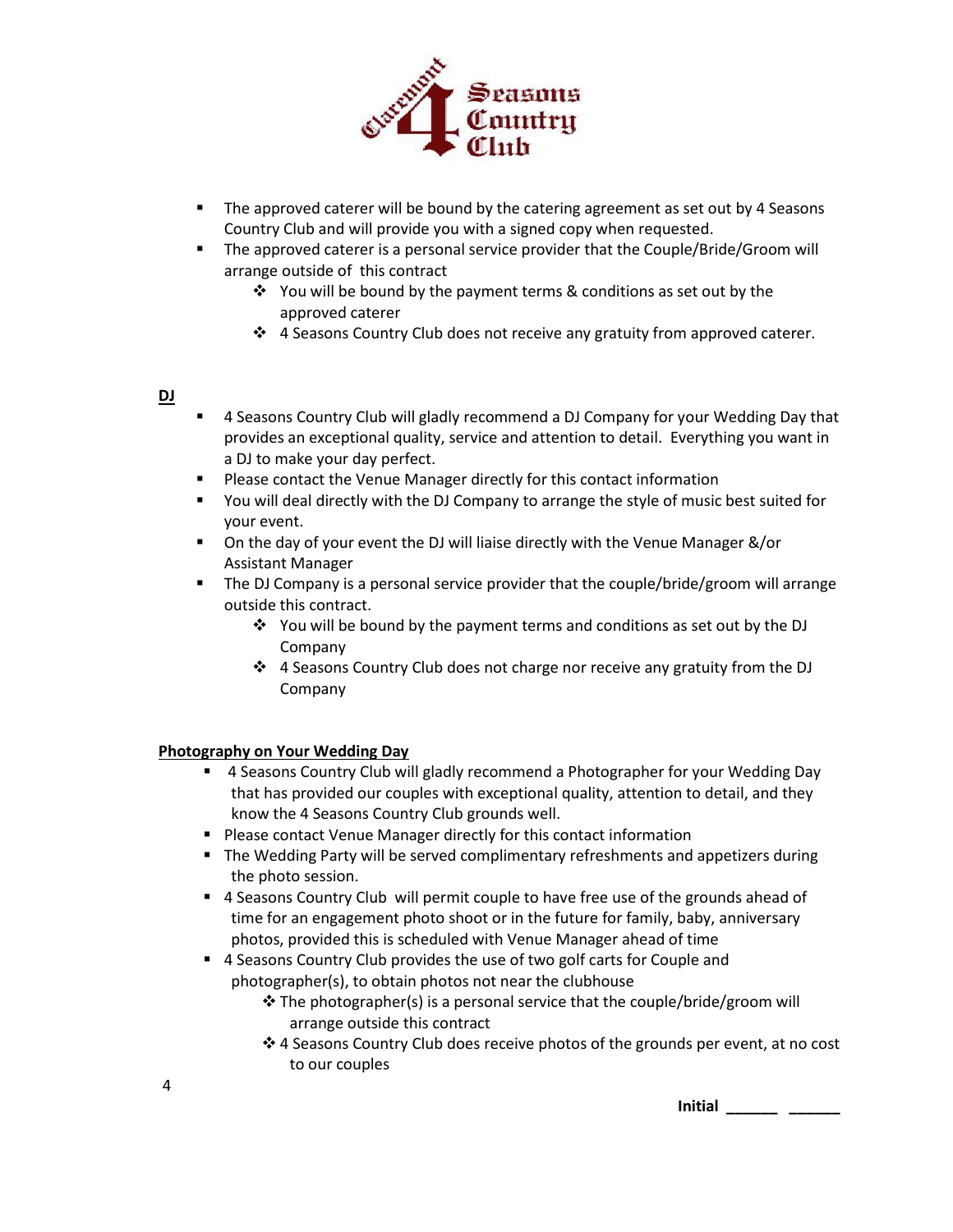- The approved caterer will be bound by the catering agreement as set out by 4 Seasons Country Club and will provide you with a signed copy when requested.
- The approved caterer is a personal service provider that the Couple/Bride/Groom will arrange outside of this contract
  - You will be bound by the payment terms & conditions as set out by the approved caterer
  - 4 Seasons Country Club does not receive any gratuity from approved caterer.

**DJ**

- 4 Seasons Country Club will gladly recommend a DJ Company for your Wedding Day that provides an exceptional quality, service and attention to detail. Everything you want in a DJ to make your day perfect.
- Please contact the Venue Manager directly for this contact information
- You will deal directly with the DJ Company to arrange the style of music best suited for your event.
- On the day of your event the DJ will liaise directly with the Venue Manager &/or Assistant Manager
- The DJ Company is a personal service provider that the couple/bride/groom will arrange outside this contract.
  - You will be bound by the payment terms and conditions as set out by the DJ Company
  - 4 Seasons Country Club does not charge nor receive any gratuity from the DJ Company

**Photography on Your Wedding Day**

- 4 Seasons Country Club will gladly recommend a Photographer for your Wedding Day that has provided our couples with exceptional quality, attention to detail, and they know the 4 Seasons Country Club grounds well.
- Please contact Venue Manager directly for this contact information
- The Wedding Party will be served complimentary refreshments and appetizers during the photo session.
- 4 Seasons Country Club will permit couple to have free use of the grounds ahead of time for an engagement photo shoot or in the future for family, baby, anniversary photos, provided this is scheduled with Venue Manager ahead of time
- 4 Seasons Country Club provides the use of two golf carts for Couple and photographer(s), to obtain photos not near the clubhouse
  - The photographer(s) is a personal service that the couple/bride/groom will arrange outside this contract
  - 4 Seasons Country Club does receive photos of the grounds per event, at no cost to our couples

**Initial** ______ ______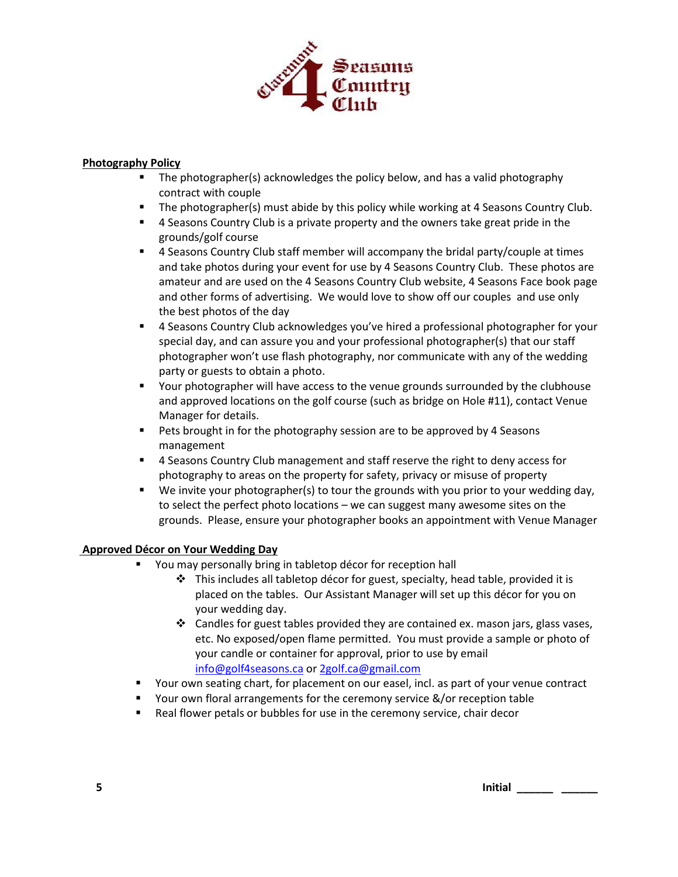**Photography Policy**

- The photographer(s) acknowledges the policy below, and has a valid photography contract with couple
- The photographer(s) must abide by this policy while working at 4 Seasons Country Club.
- 4 Seasons Country Club is a private property and the owners take great pride in the grounds/golf course
- 4 Seasons Country Club staff member will accompany the bridal party/couple at times and take photos during your event for use by 4 Seasons Country Club. These photos are amateur and are used on the 4 Seasons Country Club website, 4 Seasons Face book page and other forms of advertising. We would love to show off our couples and use only the best photos of the day
- 4 Seasons Country Club acknowledges you've hired a professional photographer for your special day, and can assure you and your professional photographer(s) that our staff photographer won't use flash photography, nor communicate with any of the wedding party or guests to obtain a photo.
- Your photographer will have access to the venue grounds surrounded by the clubhouse and approved locations on the golf course (such as bridge on Hole #11), contact Venue Manager for details.
- Pets brought in for the photography session are to be approved by 4 Seasons management
- 4 Seasons Country Club management and staff reserve the right to deny access for photography to areas on the property for safety, privacy or misuse of property
- We invite your photographer(s) to tour the grounds with you prior to your wedding day, to select the perfect photo locations – we can suggest many awesome sites on the grounds. Please, ensure your photographer books an appointment with Venue Manager

**Approved Décor on Your Wedding Day**

- You may personally bring in tabletop décor for reception hall
  - This includes all tabletop décor for guest, specialty, head table, provided it is placed on the tables. Our Assistant Manager will set up this décor for you on your wedding day.
  - Candles for guest tables provided they are contained ex. mason jars, glass vases, etc. No exposed/open flame permitted. You must provide a sample or photo of your candle or container for approval, prior to use by email info@golf4seasons.ca or 2golf.ca@gmail.com
- Your own seating chart, for placement on our easel, incl. as part of your venue contract
- Your own floral arrangements for the ceremony service &/or reception table
- Real flower petals or bubbles for use in the ceremony service, chair decor

Initial ______ ______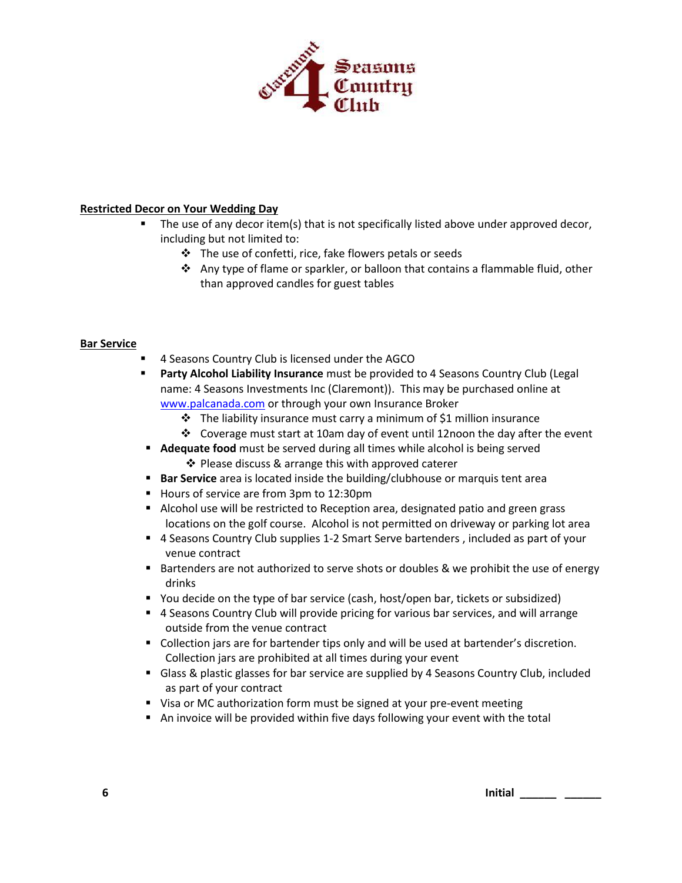**Restricted Decor on Your Wedding Day**

- The use of any decor item(s) that is not specifically listed above under approved decor, including but not limited to:
  - The use of confetti, rice, fake flowers petals or seeds
  - Any type of flame or sparkler, or balloon that contains a flammable fluid, other than approved candles for guest tables

**Bar Service**

- 4 Seasons Country Club is licensed under the AGCO
- **Party Alcohol Liability Insurance** must be provided to 4 Seasons Country Club (Legal name: 4 Seasons Investments Inc (Claremont)). This may be purchased online at [www.palcanada.com](http://www.palcanada.com) or through your own Insurance Broker
  - The liability insurance must carry a minimum of $1 million insurance
  - Coverage must start at 10am day of event until 12noon the day after the event
- **Adequate food** must be served during all times while alcohol is being served
  - Please discuss & arrange this with approved caterer
- **Bar Service** area is located inside the building/clubhouse or marquis tent area
- Hours of service are from 3pm to 12:30pm
- Alcohol use will be restricted to Reception area, designated patio and green grass locations on the golf course. Alcohol is not permitted on driveway or parking lot area
- 4 Seasons Country Club supplies 1-2 Smart Serve bartenders , included as part of your venue contract
- Bartenders are not authorized to serve shots or doubles & we prohibit the use of energy drinks
- You decide on the type of bar service (cash, host/open bar, tickets or subsidized)
- 4 Seasons Country Club will provide pricing for various bar services, and will arrange outside from the venue contract
- Collection jars are for bartender tips only and will be used at bartender's discretion. Collection jars are prohibited at all times during your event
- Glass & plastic glasses for bar service are supplied by 4 Seasons Country Club, included as part of your contract
- Visa or MC authorization form must be signed at your pre-event meeting
- An invoice will be provided within five days following your event with the total

**Initial ______ ______**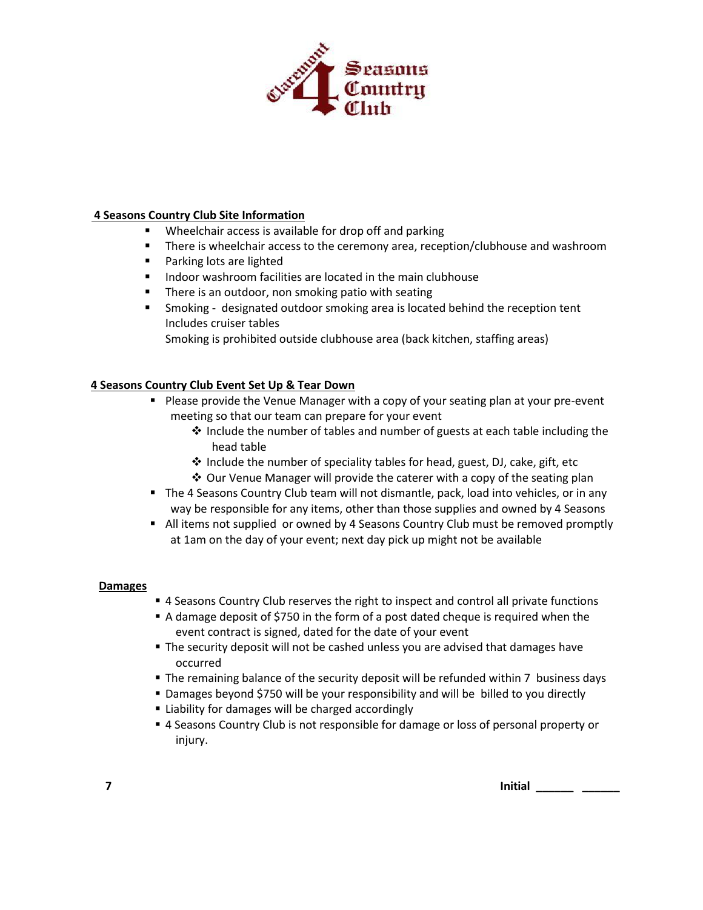## 4 Seasons Country Club Site Information

- Wheelchair access is available for drop off and parking
- There is wheelchair access to the ceremony area, reception/clubhouse and washroom
- Parking lots are lighted
- Indoor washroom facilities are located in the main clubhouse
- There is an outdoor, non smoking patio with seating
- Smoking - designated outdoor smoking area is located behind the reception tent Includes cruiser tables
  Smoking is prohibited outside clubhouse area (back kitchen, staffing areas)

## 4 Seasons Country Club Event Set Up & Tear Down

- Please provide the Venue Manager with a copy of your seating plan at your pre-event meeting so that our team can prepare for your event
  - Include the number of tables and number of guests at each table including the head table
  - Include the number of speciality tables for head, guest, DJ, cake, gift, etc
  - Our Venue Manager will provide the caterer with a copy of the seating plan
- The 4 Seasons Country Club team will not dismantle, pack, load into vehicles, or in any way be responsible for any items, other than those supplies and owned by 4 Seasons
- All items not supplied or owned by 4 Seasons Country Club must be removed promptly at 1am on the day of your event; next day pick up might not be available

## Damages

- 4 Seasons Country Club reserves the right to inspect and control all private functions
- A damage deposit of $750 in the form of a post dated cheque is required when the event contract is signed, dated for the date of your event
- The security deposit will not be cashed unless you are advised that damages have occurred
- The remaining balance of the security deposit will be refunded within 7 business days
- Damages beyond $750 will be your responsibility and will be billed to you directly
- Liability for damages will be charged accordingly
- 4 Seasons Country Club is not responsible for damage or loss of personal property or injury.

**Initial ______ ______**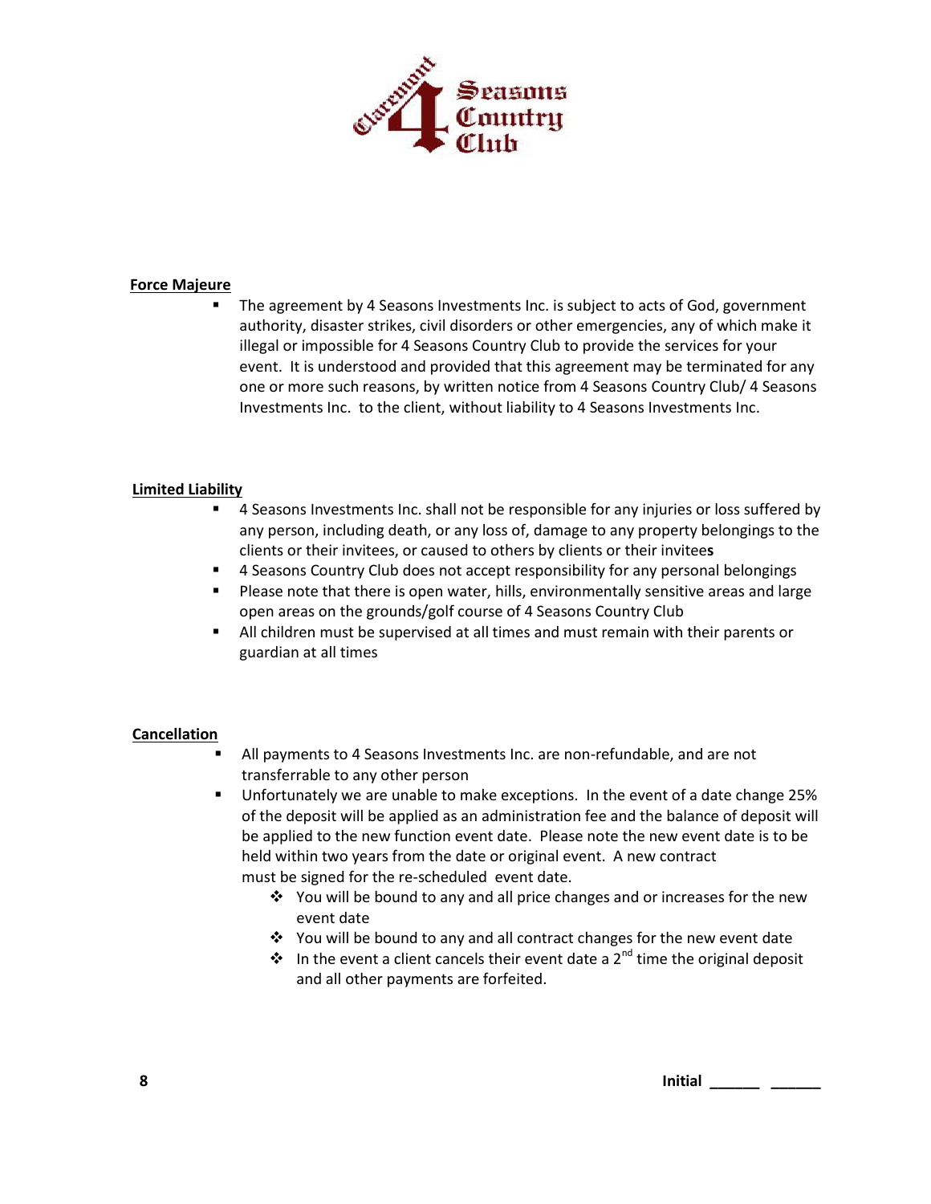## Force Majeure

- The agreement by 4 Seasons Investments Inc. is subject to acts of God, government authority, disaster strikes, civil disorders or other emergencies, any of which make it illegal or impossible for 4 Seasons Country Club to provide the services for your event. It is understood and provided that this agreement may be terminated for any one or more such reasons, by written notice from 4 Seasons Country Club/ 4 Seasons Investments Inc. to the client, without liability to 4 Seasons Investments Inc.

## Limited Liability

- 4 Seasons Investments Inc. shall not be responsible for any injuries or loss suffered by any person, including death, or any loss of, damage to any property belongings to the clients or their invitees, or caused to others by clients or their invitee**s**
- 4 Seasons Country Club does not accept responsibility for any personal belongings
- Please note that there is open water, hills, environmentally sensitive areas and large open areas on the grounds/golf course of 4 Seasons Country Club
- All children must be supervised at all times and must remain with their parents or guardian at all times

## Cancellation

- All payments to 4 Seasons Investments Inc. are non-refundable, and are not transferrable to any other person
- Unfortunately we are unable to make exceptions. In the event of a date change 25% of the deposit will be applied as an administration fee and the balance of deposit will be applied to the new function event date. Please note the new event date is to be held within two years from the date or original event. A new contract must be signed for the re-scheduled event date.
  - You will be bound to any and all price changes and or increases for the new event date
  - You will be bound to any and all contract changes for the new event date
  - In the event a client cancels their event date a 2nd time the original deposit and all other payments are forfeited.

**Initial ______ ______**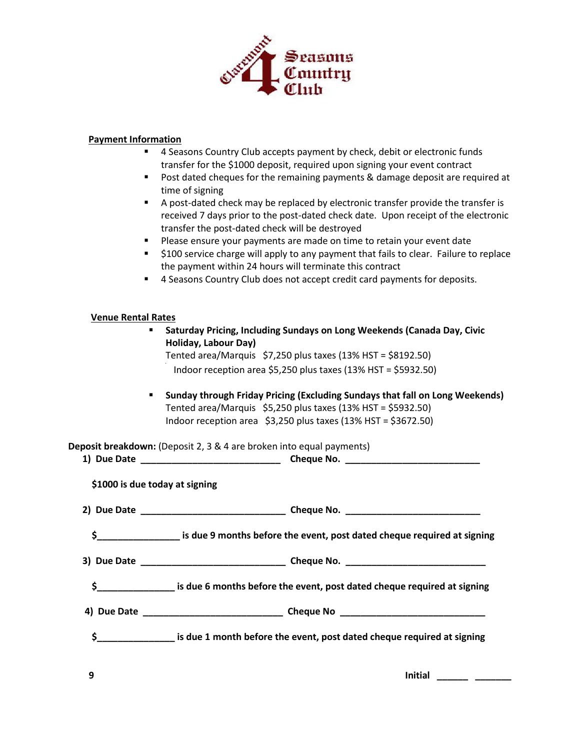**Claremont 4 Seasons Country Club**

## Payment Information

- 4 Seasons Country Club accepts payment by check, debit or electronic funds transfer for the $1000 deposit, required upon signing your event contract
- Post dated cheques for the remaining payments & damage deposit are required at time of signing
- A post-dated check may be replaced by electronic transfer provide the transfer is received 7 days prior to the post-dated check date. Upon receipt of the electronic transfer the post-dated check will be destroyed
- Please ensure your payments are made on time to retain your event date
- $100 service charge will apply to any payment that fails to clear. Failure to replace the payment within 24 hours will terminate this contract
- 4 Seasons Country Club does not accept credit card payments for deposits.

## Venue Rental Rates

- **Saturday Pricing, Including Sundays on Long Weekends (Canada Day, Civic Holiday, Labour Day)**
  Tented area/Marquis $7,250 plus taxes (13% HST = $8192.50)
  Indoor reception area $5,250 plus taxes (13% HST = $5932.50)

- **Sunday through Friday Pricing (Excluding Sundays that fall on Long Weekends)**
  Tented area/Marquis $5,250 plus taxes (13% HST = $5932.50)
  Indoor reception area $3,250 plus taxes (13% HST = $3672.50)

**Deposit breakdown:** (Deposit 2, 3 & 4 are broken into equal payments)

**1) Due Date ___________________________ Cheque No. __________________________**

**$1000 is due today at signing**

**2) Due Date ____________________________ Cheque No. __________________________**

**$________________ is due 9 months before the event, post dated cheque required at signing**

**3) Due Date ____________________________ Cheque No. ___________________________**

**$_______________ is due 6 months before the event, post dated cheque required at signing**

**4) Due Date ___________________________ Cheque No ____________________________**

**$_______________ is due 1 month before the event, post dated cheque required at signing**

**Initial ______ _______**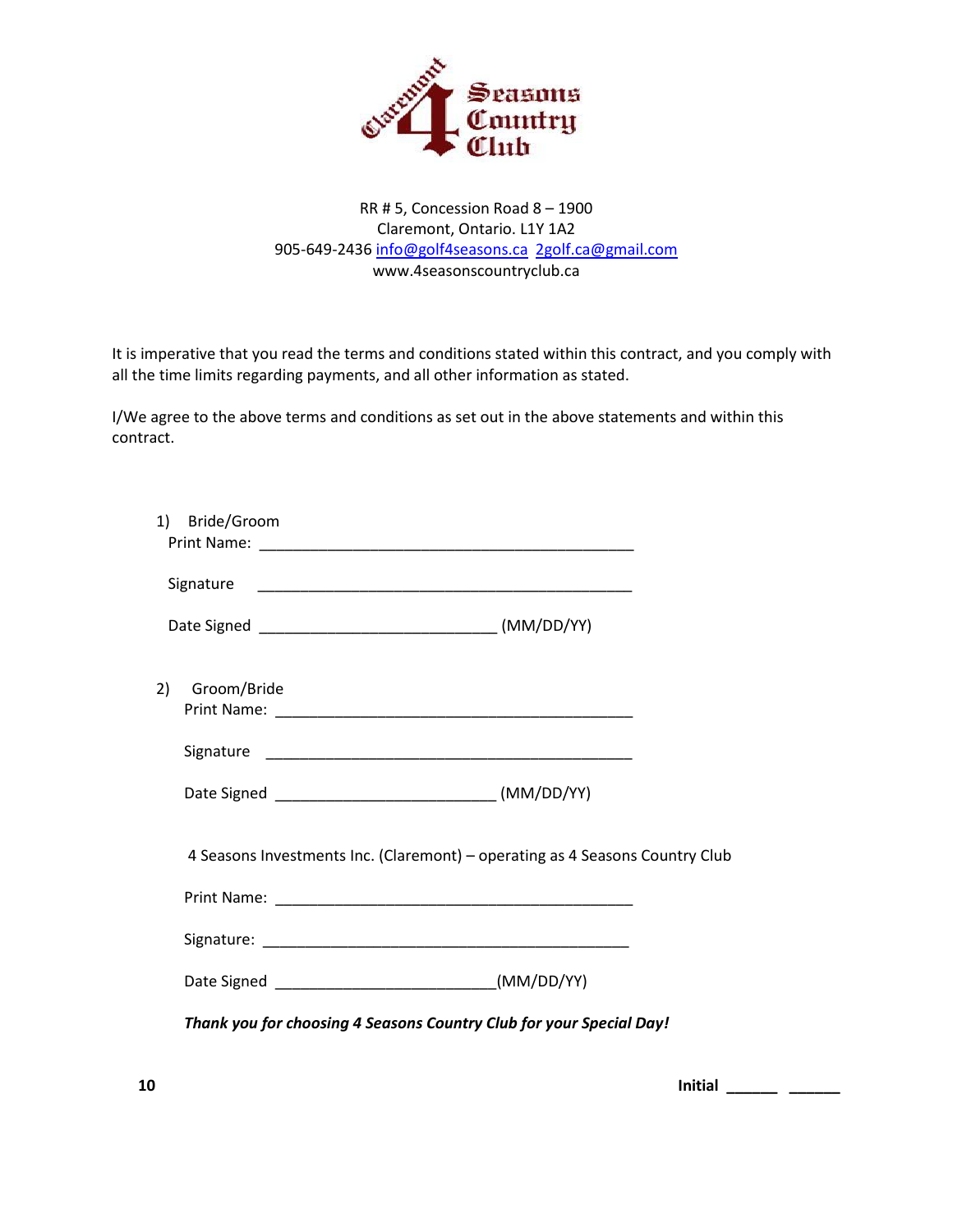RR # 5, Concession Road 8 – 1900
Claremont, Ontario. L1Y 1A2
905-649-2436 info@golf4seasons.ca 2golf.ca@gmail.com
www.4seasonscountryclub.ca

It is imperative that you read the terms and conditions stated within this contract, and you comply with all the time limits regarding payments, and all other information as stated.

I/We agree to the above terms and conditions as set out in the above statements and within this contract.

1) Bride/Groom

Print Name: _____________________________________________

Signature _____________________________________________

Date Signed ____________________________ (MM/DD/YY)

2) Groom/Bride

Print Name: ___________________________________________

Signature _____________________________________________

Date Signed __________________________ (MM/DD/YY)

4 Seasons Investments Inc. (Claremont) – operating as 4 Seasons Country Club

Print Name: ___________________________________________

Signature: _____________________________________________

Date Signed __________________________(MM/DD/YY)

***Thank you for choosing 4 Seasons Country Club for your Special Day!***

**Initial** ______ ______